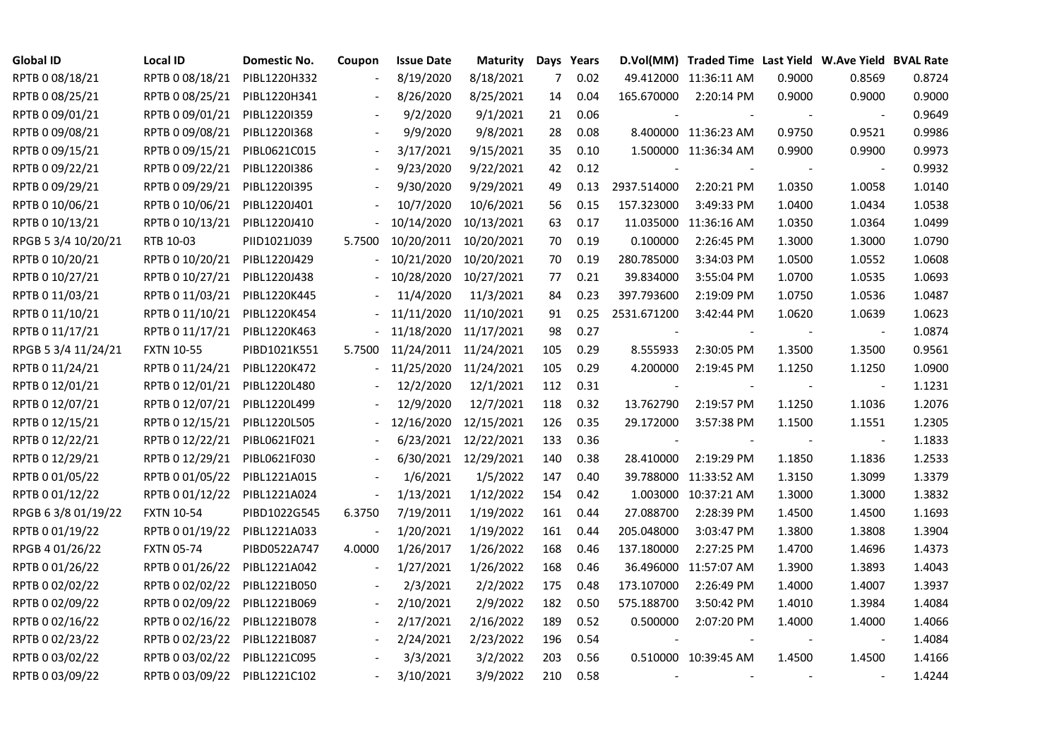| Global ID | Local ID | Domestic No. | Coupon | Issue Date | Maturity | Days | Years | D.Vol(MM) | Traded Time | Last Yield | W.Ave Yield | BVAL Rate |
|---|---|---|---|---|---|---|---|---|---|---|---|---|
| RPTB 0 08/18/21 | RPTB 0 08/18/21 | PIBL1220H332 | - | 8/19/2020 | 8/18/2021 | 7 | 0.02 | 49.412000 | 11:36:11 AM | 0.9000 | 0.8569 | 0.8724 |
| RPTB 0 08/25/21 | RPTB 0 08/25/21 | PIBL1220H341 | - | 8/26/2020 | 8/25/2021 | 14 | 0.04 | 165.670000 | 2:20:14 PM | 0.9000 | 0.9000 | 0.9000 |
| RPTB 0 09/01/21 | RPTB 0 09/01/21 | PIBL1220I359 | - | 9/2/2020 | 9/1/2021 | 21 | 0.06 | - | - | - | - | 0.9649 |
| RPTB 0 09/08/21 | RPTB 0 09/08/21 | PIBL1220I368 | - | 9/9/2020 | 9/8/2021 | 28 | 0.08 | 8.400000 | 11:36:23 AM | 0.9750 | 0.9521 | 0.9986 |
| RPTB 0 09/15/21 | RPTB 0 09/15/21 | PIBL0621C015 | - | 3/17/2021 | 9/15/2021 | 35 | 0.10 | 1.500000 | 11:36:34 AM | 0.9900 | 0.9900 | 0.9973 |
| RPTB 0 09/22/21 | RPTB 0 09/22/21 | PIBL1220I386 | - | 9/23/2020 | 9/22/2021 | 42 | 0.12 | - | - | - | - | 0.9932 |
| RPTB 0 09/29/21 | RPTB 0 09/29/21 | PIBL1220I395 | - | 9/30/2020 | 9/29/2021 | 49 | 0.13 | 2937.514000 | 2:20:21 PM | 1.0350 | 1.0058 | 1.0140 |
| RPTB 0 10/06/21 | RPTB 0 10/06/21 | PIBL1220J401 | - | 10/7/2020 | 10/6/2021 | 56 | 0.15 | 157.323000 | 3:49:33 PM | 1.0400 | 1.0434 | 1.0538 |
| RPTB 0 10/13/21 | RPTB 0 10/13/21 | PIBL1220J410 | - | 10/14/2020 | 10/13/2021 | 63 | 0.17 | 11.035000 | 11:36:16 AM | 1.0350 | 1.0364 | 1.0499 |
| RPGB 5 3/4 10/20/21 | RTB 10-03 | PIID1021J039 | 5.7500 | 10/20/2011 | 10/20/2021 | 70 | 0.19 | 0.100000 | 2:26:45 PM | 1.3000 | 1.3000 | 1.0790 |
| RPTB 0 10/20/21 | RPTB 0 10/20/21 | PIBL1220J429 | - | 10/21/2020 | 10/20/2021 | 70 | 0.19 | 280.785000 | 3:34:03 PM | 1.0500 | 1.0552 | 1.0608 |
| RPTB 0 10/27/21 | RPTB 0 10/27/21 | PIBL1220J438 | - | 10/28/2020 | 10/27/2021 | 77 | 0.21 | 39.834000 | 3:55:04 PM | 1.0700 | 1.0535 | 1.0693 |
| RPTB 0 11/03/21 | RPTB 0 11/03/21 | PIBL1220K445 | - | 11/4/2020 | 11/3/2021 | 84 | 0.23 | 397.793600 | 2:19:09 PM | 1.0750 | 1.0536 | 1.0487 |
| RPTB 0 11/10/21 | RPTB 0 11/10/21 | PIBL1220K454 | - | 11/11/2020 | 11/10/2021 | 91 | 0.25 | 2531.671200 | 3:42:44 PM | 1.0620 | 1.0639 | 1.0623 |
| RPTB 0 11/17/21 | RPTB 0 11/17/21 | PIBL1220K463 | - | 11/18/2020 | 11/17/2021 | 98 | 0.27 | - | - | - | - | 1.0874 |
| RPGB 5 3/4 11/24/21 | FXTN 10-55 | PIBD1021K551 | 5.7500 | 11/24/2011 | 11/24/2021 | 105 | 0.29 | 8.555933 | 2:30:05 PM | 1.3500 | 1.3500 | 0.9561 |
| RPTB 0 11/24/21 | RPTB 0 11/24/21 | PIBL1220K472 | - | 11/25/2020 | 11/24/2021 | 105 | 0.29 | 4.200000 | 2:19:45 PM | 1.1250 | 1.1250 | 1.0900 |
| RPTB 0 12/01/21 | RPTB 0 12/01/21 | PIBL1220L480 | - | 12/2/2020 | 12/1/2021 | 112 | 0.31 | - | - | - | - | 1.1231 |
| RPTB 0 12/07/21 | RPTB 0 12/07/21 | PIBL1220L499 | - | 12/9/2020 | 12/7/2021 | 118 | 0.32 | 13.762790 | 2:19:57 PM | 1.1250 | 1.1036 | 1.2076 |
| RPTB 0 12/15/21 | RPTB 0 12/15/21 | PIBL1220L505 | - | 12/16/2020 | 12/15/2021 | 126 | 0.35 | 29.172000 | 3:57:38 PM | 1.1500 | 1.1551 | 1.2305 |
| RPTB 0 12/22/21 | RPTB 0 12/22/21 | PIBL0621F021 | - | 6/23/2021 | 12/22/2021 | 133 | 0.36 | - | - | - | - | 1.1833 |
| RPTB 0 12/29/21 | RPTB 0 12/29/21 | PIBL0621F030 | - | 6/30/2021 | 12/29/2021 | 140 | 0.38 | 28.410000 | 2:19:29 PM | 1.1850 | 1.1836 | 1.2533 |
| RPTB 0 01/05/22 | RPTB 0 01/05/22 | PIBL1221A015 | - | 1/6/2021 | 1/5/2022 | 147 | 0.40 | 39.788000 | 11:33:52 AM | 1.3150 | 1.3099 | 1.3379 |
| RPTB 0 01/12/22 | RPTB 0 01/12/22 | PIBL1221A024 | - | 1/13/2021 | 1/12/2022 | 154 | 0.42 | 1.003000 | 10:37:21 AM | 1.3000 | 1.3000 | 1.3832 |
| RPGB 6 3/8 01/19/22 | FXTN 10-54 | PIBD1022G545 | 6.3750 | 7/19/2011 | 1/19/2022 | 161 | 0.44 | 27.088700 | 2:28:39 PM | 1.4500 | 1.4500 | 1.1693 |
| RPTB 0 01/19/22 | RPTB 0 01/19/22 | PIBL1221A033 | - | 1/20/2021 | 1/19/2022 | 161 | 0.44 | 205.048000 | 3:03:47 PM | 1.3800 | 1.3808 | 1.3904 |
| RPGB 4 01/26/22 | FXTN 05-74 | PIBD0522A747 | 4.0000 | 1/26/2017 | 1/26/2022 | 168 | 0.46 | 137.180000 | 2:27:25 PM | 1.4700 | 1.4696 | 1.4373 |
| RPTB 0 01/26/22 | RPTB 0 01/26/22 | PIBL1221A042 | - | 1/27/2021 | 1/26/2022 | 168 | 0.46 | 36.496000 | 11:57:07 AM | 1.3900 | 1.3893 | 1.4043 |
| RPTB 0 02/02/22 | RPTB 0 02/02/22 | PIBL1221B050 | - | 2/3/2021 | 2/2/2022 | 175 | 0.48 | 173.107000 | 2:26:49 PM | 1.4000 | 1.4007 | 1.3937 |
| RPTB 0 02/09/22 | RPTB 0 02/09/22 | PIBL1221B069 | - | 2/10/2021 | 2/9/2022 | 182 | 0.50 | 575.188700 | 3:50:42 PM | 1.4010 | 1.3984 | 1.4084 |
| RPTB 0 02/16/22 | RPTB 0 02/16/22 | PIBL1221B078 | - | 2/17/2021 | 2/16/2022 | 189 | 0.52 | 0.500000 | 2:07:20 PM | 1.4000 | 1.4000 | 1.4066 |
| RPTB 0 02/23/22 | RPTB 0 02/23/22 | PIBL1221B087 | - | 2/24/2021 | 2/23/2022 | 196 | 0.54 | - | - | - | - | 1.4084 |
| RPTB 0 03/02/22 | RPTB 0 03/02/22 | PIBL1221C095 | - | 3/3/2021 | 3/2/2022 | 203 | 0.56 | 0.510000 | 10:39:45 AM | 1.4500 | 1.4500 | 1.4166 |
| RPTB 0 03/09/22 | RPTB 0 03/09/22 | PIBL1221C102 | - | 3/10/2021 | 3/9/2022 | 210 | 0.58 | - | - | - | - | 1.4244 |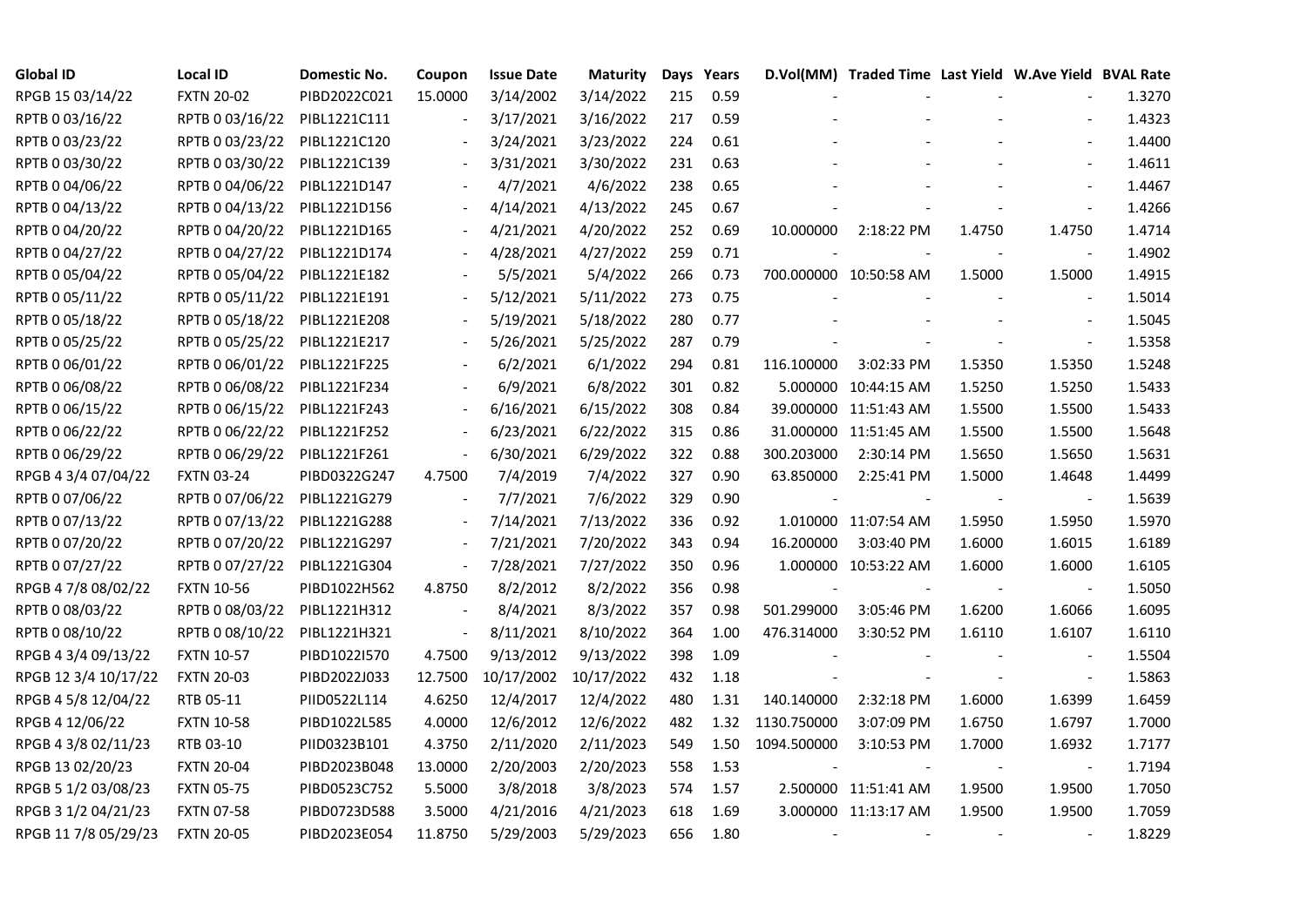| Global ID | Local ID | Domestic No. | Coupon | Issue Date | Maturity | Days | Years | D.Vol(MM) | Traded Time | Last Yield | W.Ave Yield | BVAL Rate |
|---|---|---|---|---|---|---|---|---|---|---|---|---|
| RPGB 15 03/14/22 | FXTN 20-02 | PIBD2022C021 | 15.0000 | 3/14/2002 | 3/14/2022 | 215 | 0.59 | - | - | - | - | 1.3270 |
| RPTB 0 03/16/22 | RPTB 0 03/16/22 | PIBL1221C111 | - | 3/17/2021 | 3/16/2022 | 217 | 0.59 | - | - | - | - | 1.4323 |
| RPTB 0 03/23/22 | RPTB 0 03/23/22 | PIBL1221C120 | - | 3/24/2021 | 3/23/2022 | 224 | 0.61 | - | - | - | - | 1.4400 |
| RPTB 0 03/30/22 | RPTB 0 03/30/22 | PIBL1221C139 | - | 3/31/2021 | 3/30/2022 | 231 | 0.63 | - | - | - | - | 1.4611 |
| RPTB 0 04/06/22 | RPTB 0 04/06/22 | PIBL1221D147 | - | 4/7/2021 | 4/6/2022 | 238 | 0.65 | - | - | - | - | 1.4467 |
| RPTB 0 04/13/22 | RPTB 0 04/13/22 | PIBL1221D156 | - | 4/14/2021 | 4/13/2022 | 245 | 0.67 | - | - | - | - | 1.4266 |
| RPTB 0 04/20/22 | RPTB 0 04/20/22 | PIBL1221D165 | - | 4/21/2021 | 4/20/2022 | 252 | 0.69 | 10.000000 | 2:18:22 PM | 1.4750 | 1.4750 | 1.4714 |
| RPTB 0 04/27/22 | RPTB 0 04/27/22 | PIBL1221D174 | - | 4/28/2021 | 4/27/2022 | 259 | 0.71 | - | - | - | - | 1.4902 |
| RPTB 0 05/04/22 | RPTB 0 05/04/22 | PIBL1221E182 | - | 5/5/2021 | 5/4/2022 | 266 | 0.73 | 700.000000 | 10:50:58 AM | 1.5000 | 1.5000 | 1.4915 |
| RPTB 0 05/11/22 | RPTB 0 05/11/22 | PIBL1221E191 | - | 5/12/2021 | 5/11/2022 | 273 | 0.75 | - | - | - | - | 1.5014 |
| RPTB 0 05/18/22 | RPTB 0 05/18/22 | PIBL1221E208 | - | 5/19/2021 | 5/18/2022 | 280 | 0.77 | - | - | - | - | 1.5045 |
| RPTB 0 05/25/22 | RPTB 0 05/25/22 | PIBL1221E217 | - | 5/26/2021 | 5/25/2022 | 287 | 0.79 | - | - | - | - | 1.5358 |
| RPTB 0 06/01/22 | RPTB 0 06/01/22 | PIBL1221F225 | - | 6/2/2021 | 6/1/2022 | 294 | 0.81 | 116.100000 | 3:02:33 PM | 1.5350 | 1.5350 | 1.5248 |
| RPTB 0 06/08/22 | RPTB 0 06/08/22 | PIBL1221F234 | - | 6/9/2021 | 6/8/2022 | 301 | 0.82 | 5.000000 | 10:44:15 AM | 1.5250 | 1.5250 | 1.5433 |
| RPTB 0 06/15/22 | RPTB 0 06/15/22 | PIBL1221F243 | - | 6/16/2021 | 6/15/2022 | 308 | 0.84 | 39.000000 | 11:51:43 AM | 1.5500 | 1.5500 | 1.5433 |
| RPTB 0 06/22/22 | RPTB 0 06/22/22 | PIBL1221F252 | - | 6/23/2021 | 6/22/2022 | 315 | 0.86 | 31.000000 | 11:51:45 AM | 1.5500 | 1.5500 | 1.5648 |
| RPTB 0 06/29/22 | RPTB 0 06/29/22 | PIBL1221F261 | - | 6/30/2021 | 6/29/2022 | 322 | 0.88 | 300.203000 | 2:30:14 PM | 1.5650 | 1.5650 | 1.5631 |
| RPGB 4 3/4 07/04/22 | FXTN 03-24 | PIBD0322G247 | 4.7500 | 7/4/2019 | 7/4/2022 | 327 | 0.90 | 63.850000 | 2:25:41 PM | 1.5000 | 1.4648 | 1.4499 |
| RPTB 0 07/06/22 | RPTB 0 07/06/22 | PIBL1221G279 | - | 7/7/2021 | 7/6/2022 | 329 | 0.90 | - | - | - | - | 1.5639 |
| RPTB 0 07/13/22 | RPTB 0 07/13/22 | PIBL1221G288 | - | 7/14/2021 | 7/13/2022 | 336 | 0.92 | 1.010000 | 11:07:54 AM | 1.5950 | 1.5950 | 1.5970 |
| RPTB 0 07/20/22 | RPTB 0 07/20/22 | PIBL1221G297 | - | 7/21/2021 | 7/20/2022 | 343 | 0.94 | 16.200000 | 3:03:40 PM | 1.6000 | 1.6015 | 1.6189 |
| RPTB 0 07/27/22 | RPTB 0 07/27/22 | PIBL1221G304 | - | 7/28/2021 | 7/27/2022 | 350 | 0.96 | 1.000000 | 10:53:22 AM | 1.6000 | 1.6000 | 1.6105 |
| RPGB 4 7/8 08/02/22 | FXTN 10-56 | PIBD1022H562 | 4.8750 | 8/2/2012 | 8/2/2022 | 356 | 0.98 | - | - | - | - | 1.5050 |
| RPTB 0 08/03/22 | RPTB 0 08/03/22 | PIBL1221H312 | - | 8/4/2021 | 8/3/2022 | 357 | 0.98 | 501.299000 | 3:05:46 PM | 1.6200 | 1.6066 | 1.6095 |
| RPTB 0 08/10/22 | RPTB 0 08/10/22 | PIBL1221H321 | - | 8/11/2021 | 8/10/2022 | 364 | 1.00 | 476.314000 | 3:30:52 PM | 1.6110 | 1.6107 | 1.6110 |
| RPGB 4 3/4 09/13/22 | FXTN 10-57 | PIBD1022I570 | 4.7500 | 9/13/2012 | 9/13/2022 | 398 | 1.09 | - | - | - | - | 1.5504 |
| RPGB 12 3/4 10/17/22 | FXTN 20-03 | PIBD2022J033 | 12.7500 | 10/17/2002 | 10/17/2022 | 432 | 1.18 | - | - | - | - | 1.5863 |
| RPGB 4 5/8 12/04/22 | RTB 05-11 | PIID0522L114 | 4.6250 | 12/4/2017 | 12/4/2022 | 480 | 1.31 | 140.140000 | 2:32:18 PM | 1.6000 | 1.6399 | 1.6459 |
| RPGB 4 12/06/22 | FXTN 10-58 | PIBD1022L585 | 4.0000 | 12/6/2012 | 12/6/2022 | 482 | 1.32 | 1130.750000 | 3:07:09 PM | 1.6750 | 1.6797 | 1.7000 |
| RPGB 4 3/8 02/11/23 | RTB 03-10 | PIID0323B101 | 4.3750 | 2/11/2020 | 2/11/2023 | 549 | 1.50 | 1094.500000 | 3:10:53 PM | 1.7000 | 1.6932 | 1.7177 |
| RPGB 13 02/20/23 | FXTN 20-04 | PIBD2023B048 | 13.0000 | 2/20/2003 | 2/20/2023 | 558 | 1.53 | - | - | - | - | 1.7194 |
| RPGB 5 1/2 03/08/23 | FXTN 05-75 | PIBD0523C752 | 5.5000 | 3/8/2018 | 3/8/2023 | 574 | 1.57 | 2.500000 | 11:51:41 AM | 1.9500 | 1.9500 | 1.7050 |
| RPGB 3 1/2 04/21/23 | FXTN 07-58 | PIBD0723D588 | 3.5000 | 4/21/2016 | 4/21/2023 | 618 | 1.69 | 3.000000 | 11:13:17 AM | 1.9500 | 1.9500 | 1.7059 |
| RPGB 11 7/8 05/29/23 | FXTN 20-05 | PIBD2023E054 | 11.8750 | 5/29/2003 | 5/29/2023 | 656 | 1.80 | - | - | - | - | 1.8229 |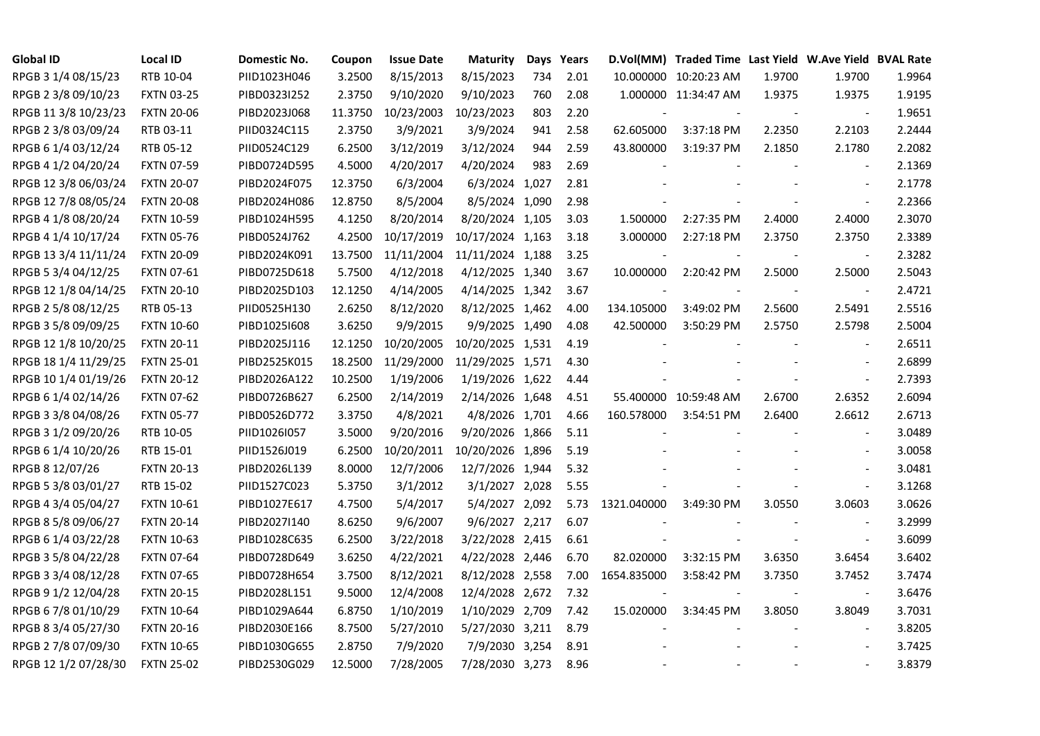| Global ID | Local ID | Domestic No. | Coupon | Issue Date | Maturity | Days | Years | D.Vol(MM) | Traded Time | Last Yield | W.Ave Yield | BVAL Rate |
|---|---|---|---|---|---|---|---|---|---|---|---|---|
| RPGB 3 1/4 08/15/23 | RTB 10-04 | PIID1023H046 | 3.2500 | 8/15/2013 | 8/15/2023 | 734 | 2.01 | 10.000000 | 10:20:23 AM | 1.9700 | 1.9700 | 1.9964 |
| RPGB 2 3/8 09/10/23 | FXTN 03-25 | PIBD0323I252 | 2.3750 | 9/10/2020 | 9/10/2023 | 760 | 2.08 | 1.000000 | 11:34:47 AM | 1.9375 | 1.9375 | 1.9195 |
| RPGB 11 3/8 10/23/23 | FXTN 20-06 | PIBD2023J068 | 11.3750 | 10/23/2003 | 10/23/2023 | 803 | 2.20 | - | - | - | - | 1.9651 |
| RPGB 2 3/8 03/09/24 | RTB 03-11 | PIID0324C115 | 2.3750 | 3/9/2021 | 3/9/2024 | 941 | 2.58 | 62.605000 | 3:37:18 PM | 2.2350 | 2.2103 | 2.2444 |
| RPGB 6 1/4 03/12/24 | RTB 05-12 | PIID0524C129 | 6.2500 | 3/12/2019 | 3/12/2024 | 944 | 2.59 | 43.800000 | 3:19:37 PM | 2.1850 | 2.1780 | 2.2082 |
| RPGB 4 1/2 04/20/24 | FXTN 07-59 | PIBD0724D595 | 4.5000 | 4/20/2017 | 4/20/2024 | 983 | 2.69 | - | - | - | - | 2.1369 |
| RPGB 12 3/8 06/03/24 | FXTN 20-07 | PIBD2024F075 | 12.3750 | 6/3/2004 | 6/3/2024 | 1,027 | 2.81 | - | - | - | - | 2.1778 |
| RPGB 12 7/8 08/05/24 | FXTN 20-08 | PIBD2024H086 | 12.8750 | 8/5/2004 | 8/5/2024 | 1,090 | 2.98 | - | - | - | - | 2.2366 |
| RPGB 4 1/8 08/20/24 | FXTN 10-59 | PIBD1024H595 | 4.1250 | 8/20/2014 | 8/20/2024 | 1,105 | 3.03 | 1.500000 | 2:27:35 PM | 2.4000 | 2.4000 | 2.3070 |
| RPGB 4 1/4 10/17/24 | FXTN 05-76 | PIBD0524J762 | 4.2500 | 10/17/2019 | 10/17/2024 | 1,163 | 3.18 | 3.000000 | 2:27:18 PM | 2.3750 | 2.3750 | 2.3389 |
| RPGB 13 3/4 11/11/24 | FXTN 20-09 | PIBD2024K091 | 13.7500 | 11/11/2004 | 11/11/2024 | 1,188 | 3.25 | - | - | - | - | 2.3282 |
| RPGB 5 3/4 04/12/25 | FXTN 07-61 | PIBD0725D618 | 5.7500 | 4/12/2018 | 4/12/2025 | 1,340 | 3.67 | 10.000000 | 2:20:42 PM | 2.5000 | 2.5000 | 2.5043 |
| RPGB 12 1/8 04/14/25 | FXTN 20-10 | PIBD2025D103 | 12.1250 | 4/14/2005 | 4/14/2025 | 1,342 | 3.67 | - | - | - | - | 2.4721 |
| RPGB 2 5/8 08/12/25 | RTB 05-13 | PIID0525H130 | 2.6250 | 8/12/2020 | 8/12/2025 | 1,462 | 4.00 | 134.105000 | 3:49:02 PM | 2.5600 | 2.5491 | 2.5516 |
| RPGB 3 5/8 09/09/25 | FXTN 10-60 | PIBD1025I608 | 3.6250 | 9/9/2015 | 9/9/2025 | 1,490 | 4.08 | 42.500000 | 3:50:29 PM | 2.5750 | 2.5798 | 2.5004 |
| RPGB 12 1/8 10/20/25 | FXTN 20-11 | PIBD2025J116 | 12.1250 | 10/20/2005 | 10/20/2025 | 1,531 | 4.19 | - | - | - | - | 2.6511 |
| RPGB 18 1/4 11/29/25 | FXTN 25-01 | PIBD2525K015 | 18.2500 | 11/29/2000 | 11/29/2025 | 1,571 | 4.30 | - | - | - | - | 2.6899 |
| RPGB 10 1/4 01/19/26 | FXTN 20-12 | PIBD2026A122 | 10.2500 | 1/19/2006 | 1/19/2026 | 1,622 | 4.44 | - | - | - | - | 2.7393 |
| RPGB 6 1/4 02/14/26 | FXTN 07-62 | PIBD0726B627 | 6.2500 | 2/14/2019 | 2/14/2026 | 1,648 | 4.51 | 55.400000 | 10:59:48 AM | 2.6700 | 2.6352 | 2.6094 |
| RPGB 3 3/8 04/08/26 | FXTN 05-77 | PIBD0526D772 | 3.3750 | 4/8/2021 | 4/8/2026 | 1,701 | 4.66 | 160.578000 | 3:54:51 PM | 2.6400 | 2.6612 | 2.6713 |
| RPGB 3 1/2 09/20/26 | RTB 10-05 | PIID1026I057 | 3.5000 | 9/20/2016 | 9/20/2026 | 1,866 | 5.11 | - | - | - | - | 3.0489 |
| RPGB 6 1/4 10/20/26 | RTB 15-01 | PIID1526J019 | 6.2500 | 10/20/2011 | 10/20/2026 | 1,896 | 5.19 | - | - | - | - | 3.0058 |
| RPGB 8 12/07/26 | FXTN 20-13 | PIBD2026L139 | 8.0000 | 12/7/2006 | 12/7/2026 | 1,944 | 5.32 | - | - | - | - | 3.0481 |
| RPGB 5 3/8 03/01/27 | RTB 15-02 | PIID1527C023 | 5.3750 | 3/1/2012 | 3/1/2027 | 2,028 | 5.55 | - | - | - | - | 3.1268 |
| RPGB 4 3/4 05/04/27 | FXTN 10-61 | PIBD1027E617 | 4.7500 | 5/4/2017 | 5/4/2027 | 2,092 | 5.73 | 1321.040000 | 3:49:30 PM | 3.0550 | 3.0603 | 3.0626 |
| RPGB 8 5/8 09/06/27 | FXTN 20-14 | PIBD2027I140 | 8.6250 | 9/6/2007 | 9/6/2027 | 2,217 | 6.07 | - | - | - | - | 3.2999 |
| RPGB 6 1/4 03/22/28 | FXTN 10-63 | PIBD1028C635 | 6.2500 | 3/22/2018 | 3/22/2028 | 2,415 | 6.61 | - | - | - | - | 3.6099 |
| RPGB 3 5/8 04/22/28 | FXTN 07-64 | PIBD0728D649 | 3.6250 | 4/22/2021 | 4/22/2028 | 2,446 | 6.70 | 82.020000 | 3:32:15 PM | 3.6350 | 3.6454 | 3.6402 |
| RPGB 3 3/4 08/12/28 | FXTN 07-65 | PIBD0728H654 | 3.7500 | 8/12/2021 | 8/12/2028 | 2,558 | 7.00 | 1654.835000 | 3:58:42 PM | 3.7350 | 3.7452 | 3.7474 |
| RPGB 9 1/2 12/04/28 | FXTN 20-15 | PIBD2028L151 | 9.5000 | 12/4/2008 | 12/4/2028 | 2,672 | 7.32 | - | - | - | - | 3.6476 |
| RPGB 6 7/8 01/10/29 | FXTN 10-64 | PIBD1029A644 | 6.8750 | 1/10/2019 | 1/10/2029 | 2,709 | 7.42 | 15.020000 | 3:34:45 PM | 3.8050 | 3.8049 | 3.7031 |
| RPGB 8 3/4 05/27/30 | FXTN 20-16 | PIBD2030E166 | 8.7500 | 5/27/2010 | 5/27/2030 | 3,211 | 8.79 | - | - | - | - | 3.8205 |
| RPGB 2 7/8 07/09/30 | FXTN 10-65 | PIBD1030G655 | 2.8750 | 7/9/2020 | 7/9/2030 | 3,254 | 8.91 | - | - | - | - | 3.7425 |
| RPGB 12 1/2 07/28/30 | FXTN 25-02 | PIBD2530G029 | 12.5000 | 7/28/2005 | 7/28/2030 | 3,273 | 8.96 | - | - | - | - | 3.8379 |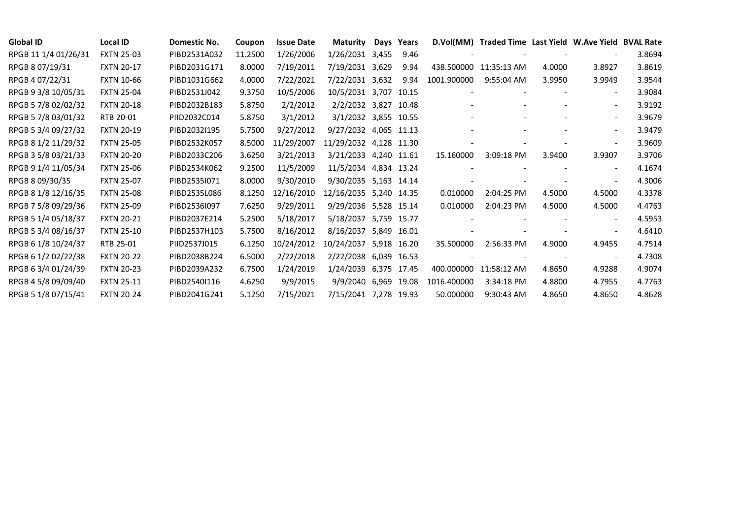| Global ID | Local ID | Domestic No. | Coupon | Issue Date | Maturity | Days | Years | D.Vol(MM) | Traded Time | Last Yield | W.Ave Yield | BVAL Rate |
|---|---|---|---|---|---|---|---|---|---|---|---|---|
| RPGB 11 1/4 01/26/31 | FXTN 25-03 | PIBD2531A032 | 11.2500 | 1/26/2006 | 1/26/2031 | 3,455 | 9.46 | - | - | - | - | 3.8694 |
| RPGB 8 07/19/31 | FXTN 20-17 | PIBD2031G171 | 8.0000 | 7/19/2011 | 7/19/2031 | 3,629 | 9.94 | 438.500000 | 11:35:13 AM | 4.0000 | 3.8927 | 3.8619 |
| RPGB 4 07/22/31 | FXTN 10-66 | PIBD1031G662 | 4.0000 | 7/22/2021 | 7/22/2031 | 3,632 | 9.94 | 1001.900000 | 9:55:04 AM | 3.9950 | 3.9949 | 3.9544 |
| RPGB 9 3/8 10/05/31 | FXTN 25-04 | PIBD2531J042 | 9.3750 | 10/5/2006 | 10/5/2031 | 3,707 | 10.15 | - | - | - | - | 3.9084 |
| RPGB 5 7/8 02/02/32 | FXTN 20-18 | PIBD2032B183 | 5.8750 | 2/2/2012 | 2/2/2032 | 3,827 | 10.48 | - | - | - | - | 3.9192 |
| RPGB 5 7/8 03/01/32 | RTB 20-01 | PIID2032C014 | 5.8750 | 3/1/2012 | 3/1/2032 | 3,855 | 10.55 | - | - | - | - | 3.9679 |
| RPGB 5 3/4 09/27/32 | FXTN 20-19 | PIBD2032I195 | 5.7500 | 9/27/2012 | 9/27/2032 | 4,065 | 11.13 | - | - | - | - | 3.9479 |
| RPGB 8 1/2 11/29/32 | FXTN 25-05 | PIBD2532K057 | 8.5000 | 11/29/2007 | 11/29/2032 | 4,128 | 11.30 | - | - | - | - | 3.9609 |
| RPGB 3 5/8 03/21/33 | FXTN 20-20 | PIBD2033C206 | 3.6250 | 3/21/2013 | 3/21/2033 | 4,240 | 11.61 | 15.160000 | 3:09:18 PM | 3.9400 | 3.9307 | 3.9706 |
| RPGB 9 1/4 11/05/34 | FXTN 25-06 | PIBD2534K062 | 9.2500 | 11/5/2009 | 11/5/2034 | 4,834 | 13.24 | - | - | - | - | 4.1674 |
| RPGB 8 09/30/35 | FXTN 25-07 | PIBD2535I071 | 8.0000 | 9/30/2010 | 9/30/2035 | 5,163 | 14.14 | - | - | - | - | 4.3006 |
| RPGB 8 1/8 12/16/35 | FXTN 25-08 | PIBD2535L086 | 8.1250 | 12/16/2010 | 12/16/2035 | 5,240 | 14.35 | 0.010000 | 2:04:25 PM | 4.5000 | 4.5000 | 4.3378 |
| RPGB 7 5/8 09/29/36 | FXTN 25-09 | PIBD2536I097 | 7.6250 | 9/29/2011 | 9/29/2036 | 5,528 | 15.14 | 0.010000 | 2:04:23 PM | 4.5000 | 4.5000 | 4.4763 |
| RPGB 5 1/4 05/18/37 | FXTN 20-21 | PIBD2037E214 | 5.2500 | 5/18/2017 | 5/18/2037 | 5,759 | 15.77 | - | - | - | - | 4.5953 |
| RPGB 5 3/4 08/16/37 | FXTN 25-10 | PIBD2537H103 | 5.7500 | 8/16/2012 | 8/16/2037 | 5,849 | 16.01 | - | - | - | - | 4.6410 |
| RPGB 6 1/8 10/24/37 | RTB 25-01 | PIID2537J015 | 6.1250 | 10/24/2012 | 10/24/2037 | 5,918 | 16.20 | 35.500000 | 2:56:33 PM | 4.9000 | 4.9455 | 4.7514 |
| RPGB 6 1/2 02/22/38 | FXTN 20-22 | PIBD2038B224 | 6.5000 | 2/22/2018 | 2/22/2038 | 6,039 | 16.53 | - | - | - | - | 4.7308 |
| RPGB 6 3/4 01/24/39 | FXTN 20-23 | PIBD2039A232 | 6.7500 | 1/24/2019 | 1/24/2039 | 6,375 | 17.45 | 400.000000 | 11:58:12 AM | 4.8650 | 4.9288 | 4.9074 |
| RPGB 4 5/8 09/09/40 | FXTN 25-11 | PIBD2540I116 | 4.6250 | 9/9/2015 | 9/9/2040 | 6,969 | 19.08 | 1016.400000 | 3:34:18 PM | 4.8800 | 4.7955 | 4.7763 |
| RPGB 5 1/8 07/15/41 | FXTN 20-24 | PIBD2041G241 | 5.1250 | 7/15/2021 | 7/15/2041 | 7,278 | 19.93 | 50.000000 | 9:30:43 AM | 4.8650 | 4.8650 | 4.8628 |